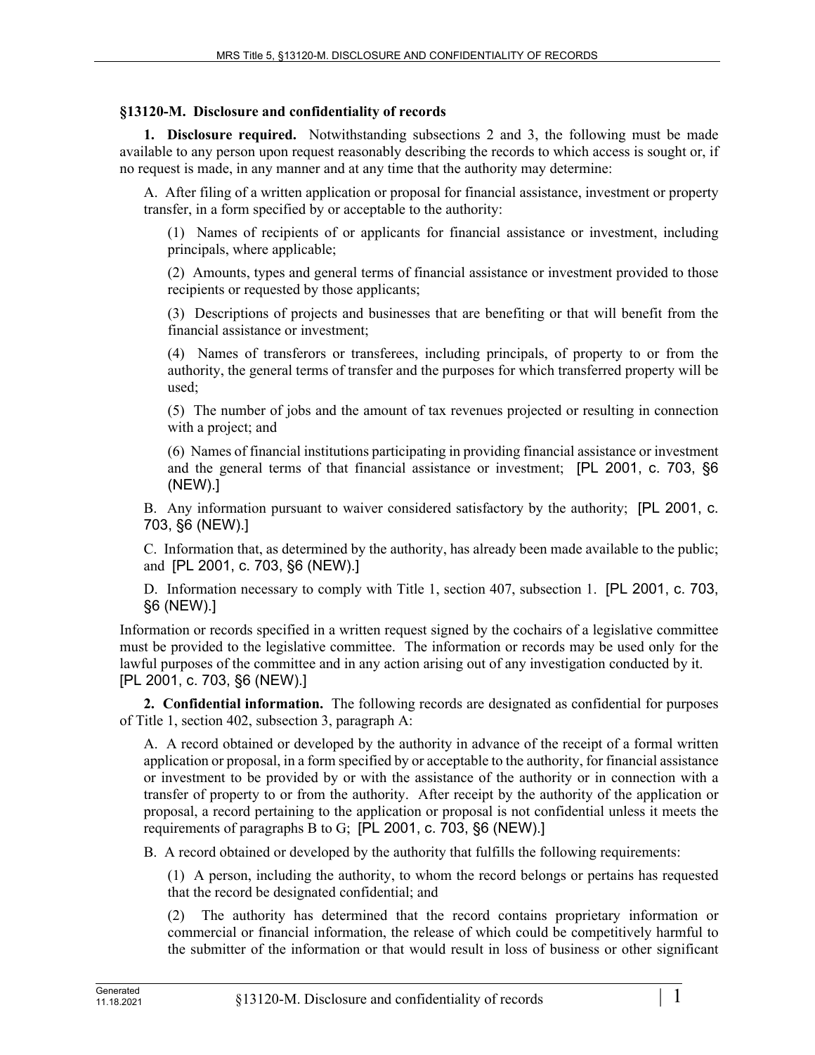## §13120-M. Disclosure and confidentiality of records

**1. Disclosure required.** Notwithstanding subsections 2 and 3, the following must be made available to any person upon request reasonably describing the records to which access is sought or, if no request is made, in any manner and at any time that the authority may determine:

A. After filing of a written application or proposal for financial assistance, investment or property transfer, in a form specified by or acceptable to the authority:

(1) Names of recipients of or applicants for financial assistance or investment, including principals, where applicable;

(2) Amounts, types and general terms of financial assistance or investment provided to those recipients or requested by those applicants;

(3) Descriptions of projects and businesses that are benefiting or that will benefit from the financial assistance or investment;

(4) Names of transferors or transferees, including principals, of property to or from the authority, the general terms of transfer and the purposes for which transferred property will be used;

(5) The number of jobs and the amount of tax revenues projected or resulting in connection with a project; and

(6) Names of financial institutions participating in providing financial assistance or investment and the general terms of that financial assistance or investment; [PL 2001, c. 703, §6 (NEW).]

B. Any information pursuant to waiver considered satisfactory by the authority; [PL 2001, c. 703, §6 (NEW).]

C. Information that, as determined by the authority, has already been made available to the public; and [PL 2001, c. 703, §6 (NEW).]

D. Information necessary to comply with Title 1, section 407, subsection 1. [PL 2001, c. 703, §6 (NEW).]

Information or records specified in a written request signed by the cochairs of a legislative committee must be provided to the legislative committee. The information or records may be used only for the lawful purposes of the committee and in any action arising out of any investigation conducted by it. [PL 2001, c. 703, §6 (NEW).]

**2. Confidential information.** The following records are designated as confidential for purposes of Title 1, section 402, subsection 3, paragraph A:

A. A record obtained or developed by the authority in advance of the receipt of a formal written application or proposal, in a form specified by or acceptable to the authority, for financial assistance or investment to be provided by or with the assistance of the authority or in connection with a transfer of property to or from the authority. After receipt by the authority of the application or proposal, a record pertaining to the application or proposal is not confidential unless it meets the requirements of paragraphs B to G; [PL 2001, c. 703, §6 (NEW).]

B. A record obtained or developed by the authority that fulfills the following requirements:

(1) A person, including the authority, to whom the record belongs or pertains has requested that the record be designated confidential; and

(2) The authority has determined that the record contains proprietary information or commercial or financial information, the release of which could be competitively harmful to the submitter of the information or that would result in loss of business or other significant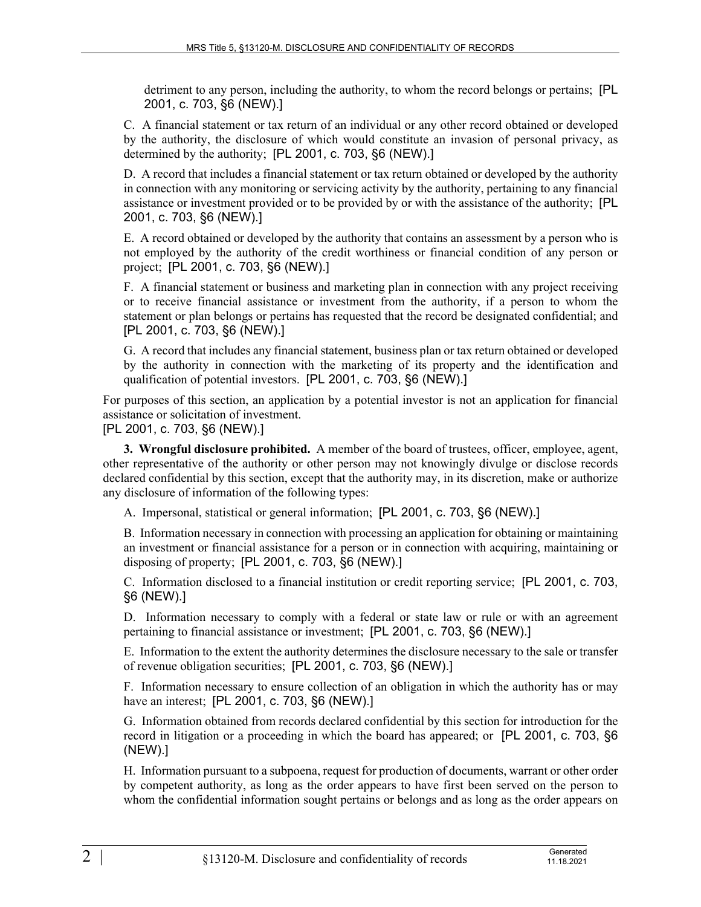detriment to any person, including the authority, to whom the record belongs or pertains; [PL 2001, c. 703, §6 (NEW).]

C. A financial statement or tax return of an individual or any other record obtained or developed by the authority, the disclosure of which would constitute an invasion of personal privacy, as determined by the authority; [PL 2001, c. 703, §6 (NEW).]

D. A record that includes a financial statement or tax return obtained or developed by the authority in connection with any monitoring or servicing activity by the authority, pertaining to any financial assistance or investment provided or to be provided by or with the assistance of the authority; [PL 2001, c. 703, §6 (NEW).]

E. A record obtained or developed by the authority that contains an assessment by a person who is not employed by the authority of the credit worthiness or financial condition of any person or project; [PL 2001, c. 703, §6 (NEW).]

F. A financial statement or business and marketing plan in connection with any project receiving or to receive financial assistance or investment from the authority, if a person to whom the statement or plan belongs or pertains has requested that the record be designated confidential; and [PL 2001, c. 703, §6 (NEW).]

G. A record that includes any financial statement, business plan or tax return obtained or developed by the authority in connection with the marketing of its property and the identification and qualification of potential investors. [PL 2001, c. 703, §6 (NEW).]

For purposes of this section, an application by a potential investor is not an application for financial assistance or solicitation of investment.
[PL 2001, c. 703, §6 (NEW).]

**3. Wrongful disclosure prohibited.** A member of the board of trustees, officer, employee, agent, other representative of the authority or other person may not knowingly divulge or disclose records declared confidential by this section, except that the authority may, in its discretion, make or authorize any disclosure of information of the following types:

A. Impersonal, statistical or general information; [PL 2001, c. 703, §6 (NEW).]

B. Information necessary in connection with processing an application for obtaining or maintaining an investment or financial assistance for a person or in connection with acquiring, maintaining or disposing of property; [PL 2001, c. 703, §6 (NEW).]

C. Information disclosed to a financial institution or credit reporting service; [PL 2001, c. 703, §6 (NEW).]

D. Information necessary to comply with a federal or state law or rule or with an agreement pertaining to financial assistance or investment; [PL 2001, c. 703, §6 (NEW).]

E. Information to the extent the authority determines the disclosure necessary to the sale or transfer of revenue obligation securities; [PL 2001, c. 703, §6 (NEW).]

F. Information necessary to ensure collection of an obligation in which the authority has or may have an interest; [PL 2001, c. 703, §6 (NEW).]

G. Information obtained from records declared confidential by this section for introduction for the record in litigation or a proceeding in which the board has appeared; or [PL 2001, c. 703, §6 (NEW).]

H. Information pursuant to a subpoena, request for production of documents, warrant or other order by competent authority, as long as the order appears to have first been served on the person to whom the confidential information sought pertains or belongs and as long as the order appears on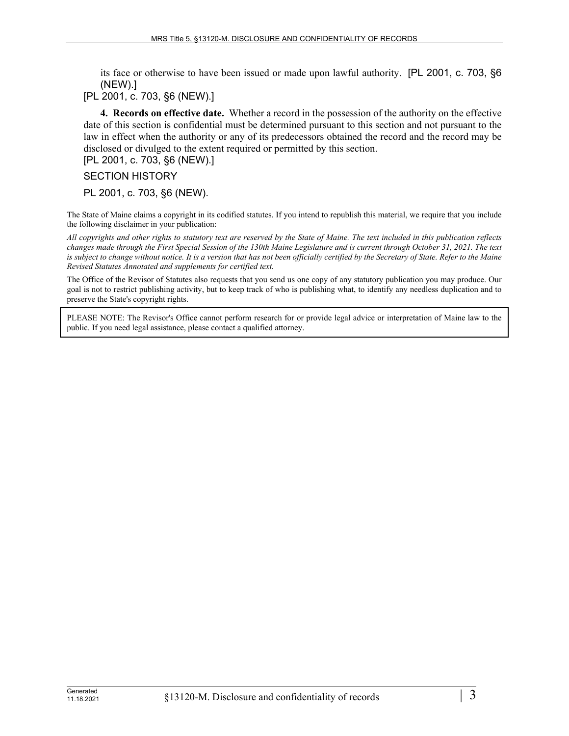its face or otherwise to have been issued or made upon lawful authority. [PL 2001, c. 703, §6 (NEW).]

[PL 2001, c. 703, §6 (NEW).]

**4. Records on effective date.** Whether a record in the possession of the authority on the effective date of this section is confidential must be determined pursuant to this section and not pursuant to the law in effect when the authority or any of its predecessors obtained the record and the record may be disclosed or divulged to the extent required or permitted by this section.

[PL 2001, c. 703, §6 (NEW).]

SECTION HISTORY

PL 2001, c. 703, §6 (NEW).

The State of Maine claims a copyright in its codified statutes. If you intend to republish this material, we require that you include the following disclaimer in your publication:

*All copyrights and other rights to statutory text are reserved by the State of Maine. The text included in this publication reflects changes made through the First Special Session of the 130th Maine Legislature and is current through October 31, 2021. The text is subject to change without notice. It is a version that has not been officially certified by the Secretary of State. Refer to the Maine Revised Statutes Annotated and supplements for certified text.*

The Office of the Revisor of Statutes also requests that you send us one copy of any statutory publication you may produce. Our goal is not to restrict publishing activity, but to keep track of who is publishing what, to identify any needless duplication and to preserve the State's copyright rights.

PLEASE NOTE: The Revisor's Office cannot perform research for or provide legal advice or interpretation of Maine law to the public. If you need legal assistance, please contact a qualified attorney.